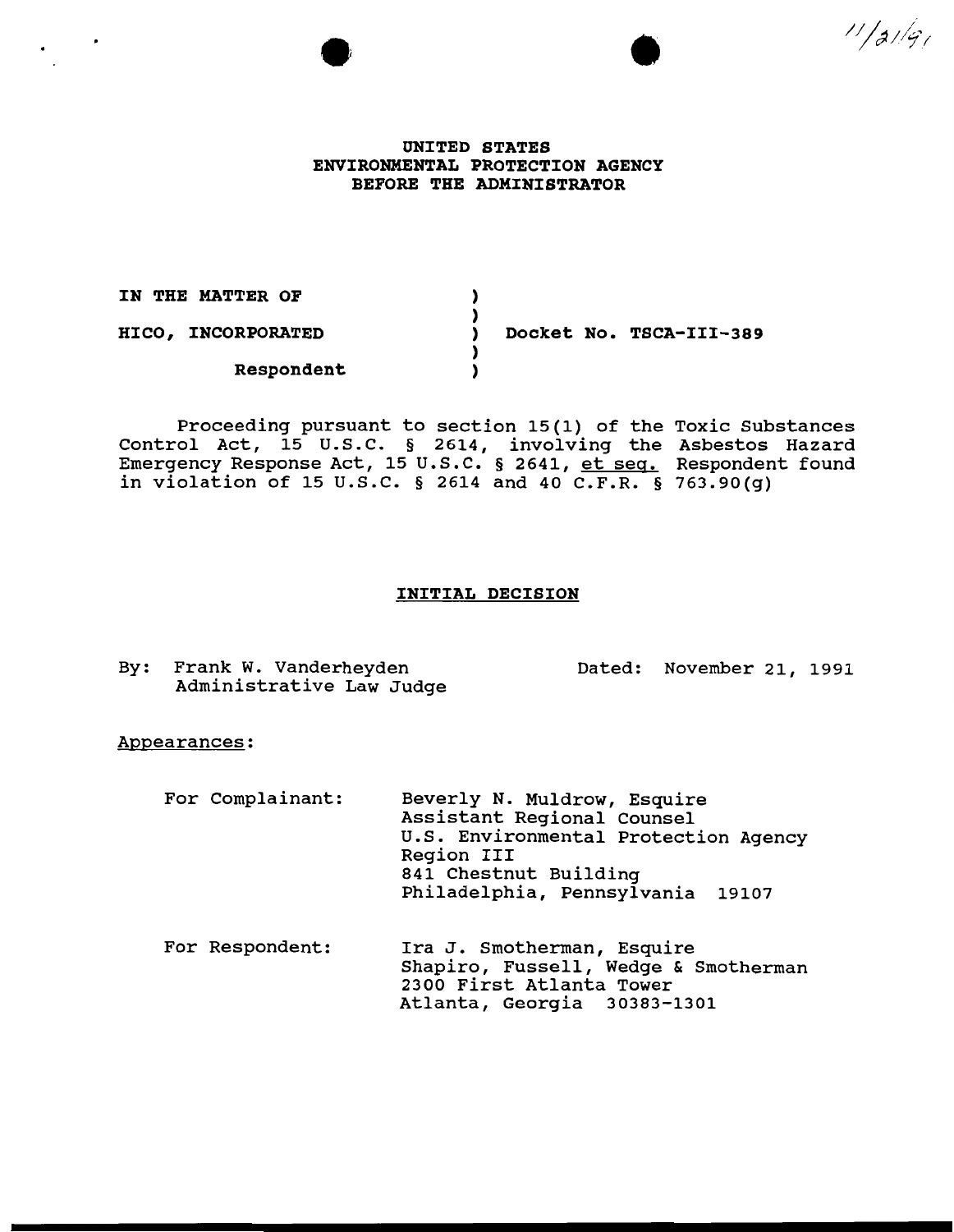11/21/91

**UNITED STATES**
**ENVIRONMENTAL PROTECTION AGENCY**
**BEFORE THE ADMINISTRATOR**

**IN THE MATTER OF** )
)
**HICO, INCORPORATED** ) **Docket No. TSCA-III-389**
)
**Respondent** )

Proceeding pursuant to section 15(1) of the Toxic Substances Control Act, 15 U.S.C. § 2614, involving the Asbestos Hazard Emergency Response Act, 15 U.S.C. § 2641, et seq. Respondent found in violation of 15 U.S.C. § 2614 and 40 C.F.R. § 763.90(g)

## INITIAL DECISION

By: Frank W. Vanderheyden
Administrative Law Judge

Dated: November 21, 1991

Appearances:

For Complainant:
Beverly N. Muldrow, Esquire
Assistant Regional Counsel
U.S. Environmental Protection Agency
Region III
841 Chestnut Building
Philadelphia, Pennsylvania 19107

For Respondent:
Ira J. Smotherman, Esquire
Shapiro, Fussell, Wedge & Smotherman
2300 First Atlanta Tower
Atlanta, Georgia 30383-1301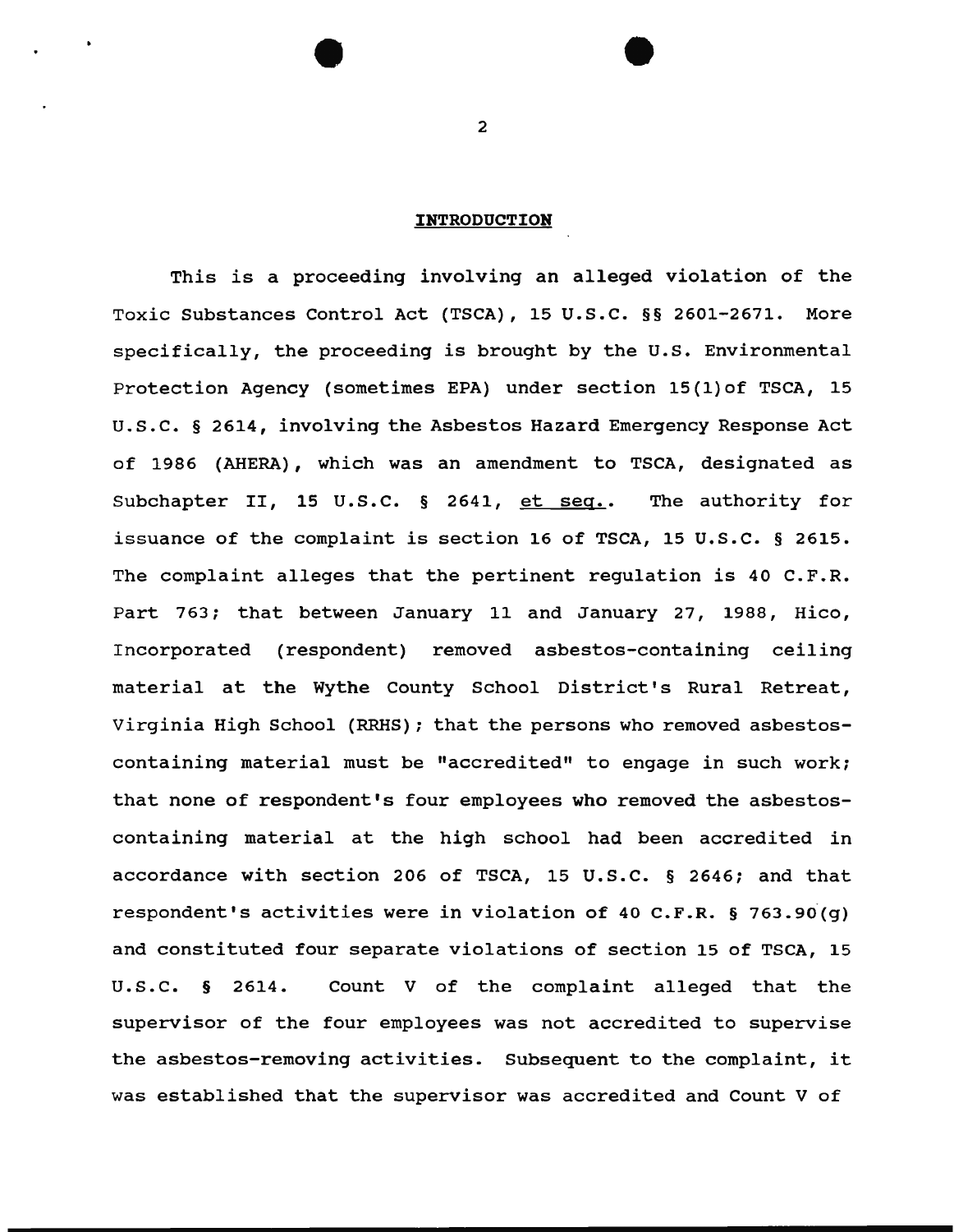## INTRODUCTION

This is a proceeding involving an alleged violation of the Toxic Substances Control Act (TSCA), 15 U.S.C. §§ 2601-2671. More specifically, the proceeding is brought by the U.S. Environmental Protection Agency (sometimes EPA) under section 15(1)of TSCA, 15 U.S.C. § 2614, involving the Asbestos Hazard Emergency Response Act of 1986 (AHERA), which was an amendment to TSCA, designated as Subchapter II, 15 U.S.C. § 2641, et seq.. The authority for issuance of the complaint is section 16 of TSCA, 15 U.S.C. § 2615. The complaint alleges that the pertinent regulation is 40 C.F.R. Part 763; that between January 11 and January 27, 1988, Hico, Incorporated (respondent) removed asbestos-containing ceiling material at the Wythe County School District's Rural Retreat, Virginia High School (RRHS); that the persons who removed asbestos-containing material must be "accredited" to engage in such work; that none of respondent's four employees who removed the asbestos-containing material at the high school had been accredited in accordance with section 206 of TSCA, 15 U.S.C. § 2646; and that respondent's activities were in violation of 40 C.F.R. § 763.90(g) and constituted four separate violations of section 15 of TSCA, 15 U.S.C. § 2614. Count V of the complaint alleged that the supervisor of the four employees was not accredited to supervise the asbestos-removing activities. Subsequent to the complaint, it was established that the supervisor was accredited and Count V of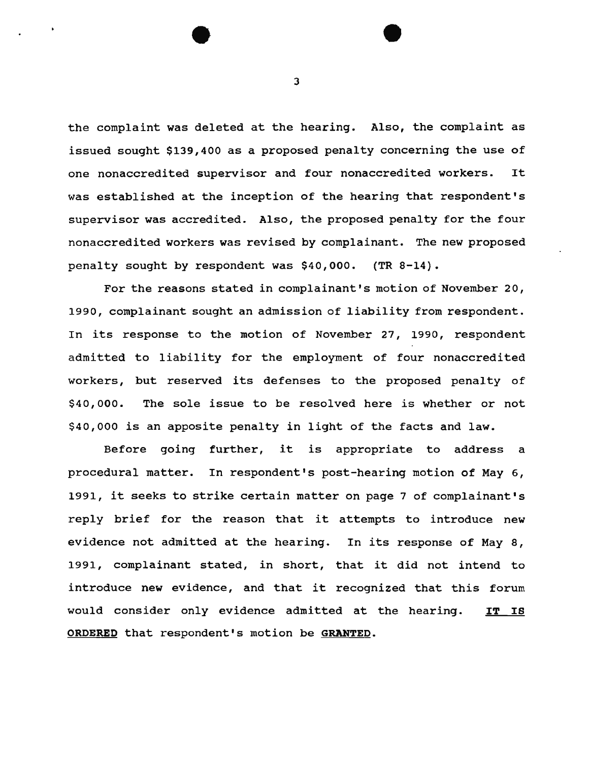the complaint was deleted at the hearing. Also, the complaint as issued sought $139,400 as a proposed penalty concerning the use of one nonaccredited supervisor and four nonaccredited workers. It was established at the inception of the hearing that respondent's supervisor was accredited. Also, the proposed penalty for the four nonaccredited workers was revised by complainant. The new proposed penalty sought by respondent was $40,000. (TR 8-14).

For the reasons stated in complainant's motion of November 20, 1990, complainant sought an admission of liability from respondent. In its response to the motion of November 27, 1990, respondent admitted to liability for the employment of four nonaccredited workers, but reserved its defenses to the proposed penalty of $40,000. The sole issue to be resolved here is whether or not $40,000 is an apposite penalty in light of the facts and law.

Before going further, it is appropriate to address a procedural matter. In respondent's post-hearing motion of May 6, 1991, it seeks to strike certain matter on page 7 of complainant's reply brief for the reason that it attempts to introduce new evidence not admitted at the hearing. In its response of May 8, 1991, complainant stated, in short, that it did not intend to introduce new evidence, and that it recognized that this forum would consider only evidence admitted at the hearing. **IT IS ORDERED** that respondent's motion be **GRANTED**.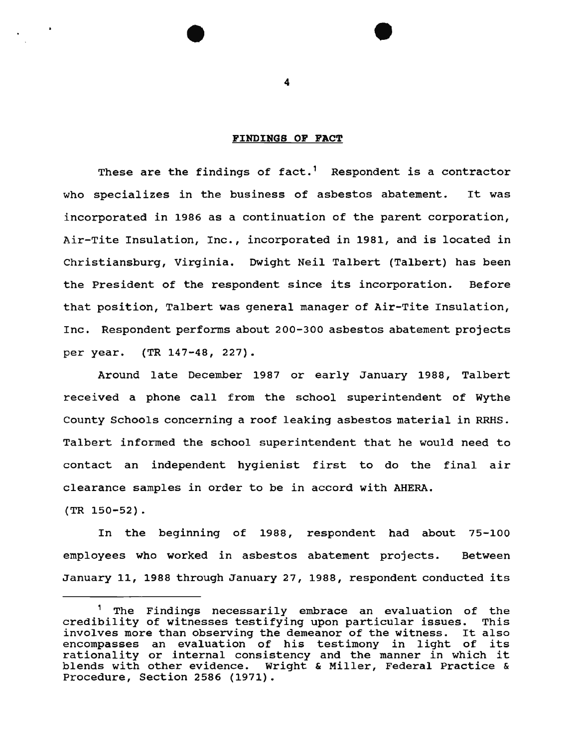## FINDINGS OF FACT

These are the findings of fact.[1] Respondent is a contractor who specializes in the business of asbestos abatement. It was incorporated in 1986 as a continuation of the parent corporation, Air-Tite Insulation, Inc., incorporated in 1981, and is located in Christiansburg, Virginia. Dwight Neil Talbert (Talbert) has been the President of the respondent since its incorporation. Before that position, Talbert was general manager of Air-Tite Insulation, Inc. Respondent performs about 200-300 asbestos abatement projects per year. (TR 147-48, 227).

Around late December 1987 or early January 1988, Talbert received a phone call from the school superintendent of Wythe County Schools concerning a roof leaking asbestos material in RRHS. Talbert informed the school superintendent that he would need to contact an independent hygienist first to do the final air clearance samples in order to be in accord with AHERA. (TR 150-52).

In the beginning of 1988, respondent had about 75-100 employees who worked in asbestos abatement projects. Between January 11, 1988 through January 27, 1988, respondent conducted its

---

[1] The Findings necessarily embrace an evaluation of the credibility of witnesses testifying upon particular issues. This involves more than observing the demeanor of the witness. It also encompasses an evaluation of his testimony in light of its rationality or internal consistency and the manner in which it blends with other evidence. Wright & Miller, Federal Practice & Procedure, Section 2586 (1971).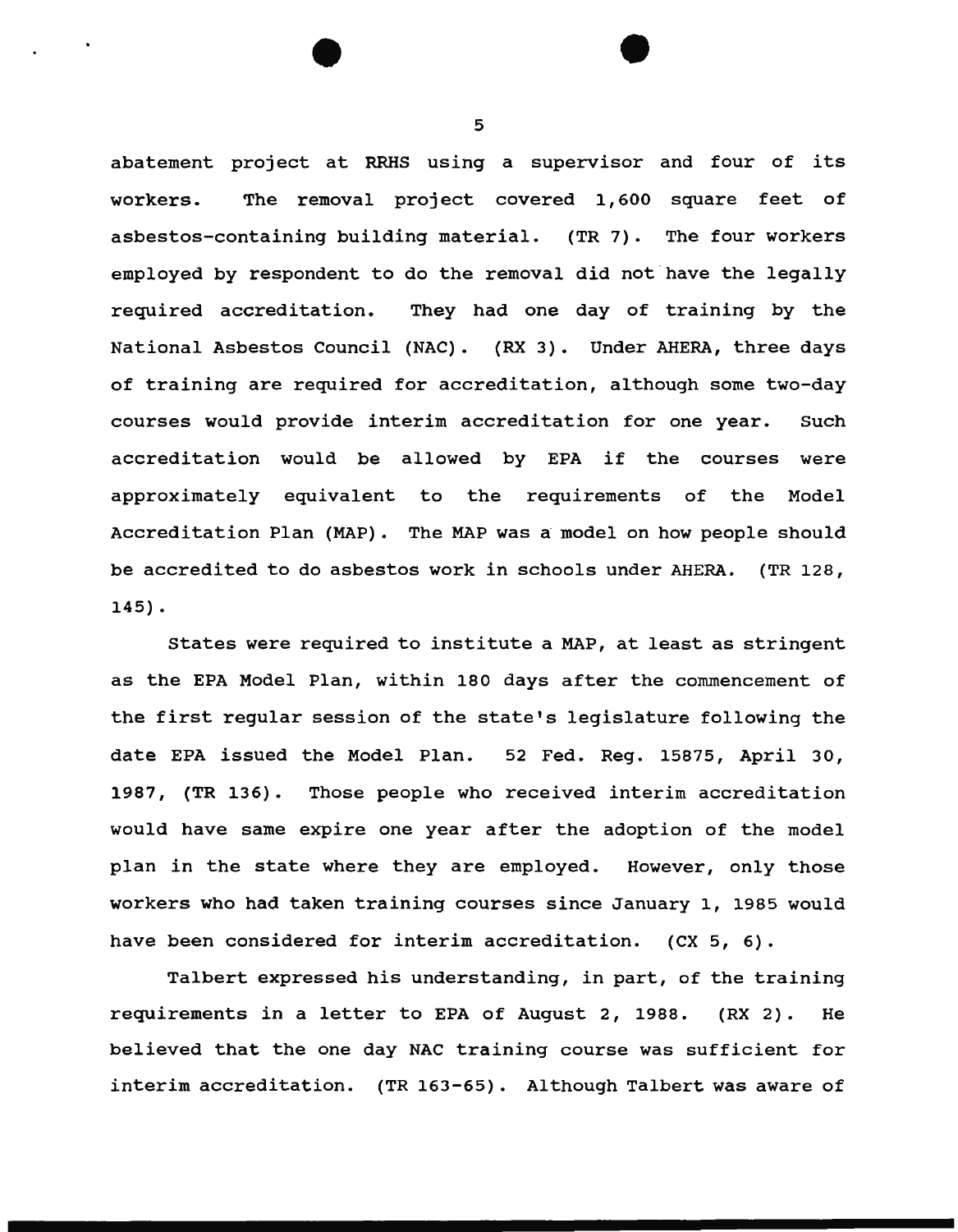abatement project at RRHS using a supervisor and four of its workers. The removal project covered 1,600 square feet of asbestos-containing building material. (TR 7). The four workers employed by respondent to do the removal did not have the legally required accreditation. They had one day of training by the National Asbestos Council (NAC). (RX 3). Under AHERA, three days of training are required for accreditation, although some two-day courses would provide interim accreditation for one year. Such accreditation would be allowed by EPA if the courses were approximately equivalent to the requirements of the Model Accreditation Plan (MAP). The MAP was a model on how people should be accredited to do asbestos work in schools under AHERA. (TR 128, 145).

States were required to institute a MAP, at least as stringent as the EPA Model Plan, within 180 days after the commencement of the first regular session of the state's legislature following the date EPA issued the Model Plan. 52 Fed. Reg. 15875, April 30, 1987, (TR 136). Those people who received interim accreditation would have same expire one year after the adoption of the model plan in the state where they are employed. However, only those workers who had taken training courses since January 1, 1985 would have been considered for interim accreditation. (CX 5, 6).

Talbert expressed his understanding, in part, of the training requirements in a letter to EPA of August 2, 1988. (RX 2). He believed that the one day NAC training course was sufficient for interim accreditation. (TR 163-65). Although Talbert was aware of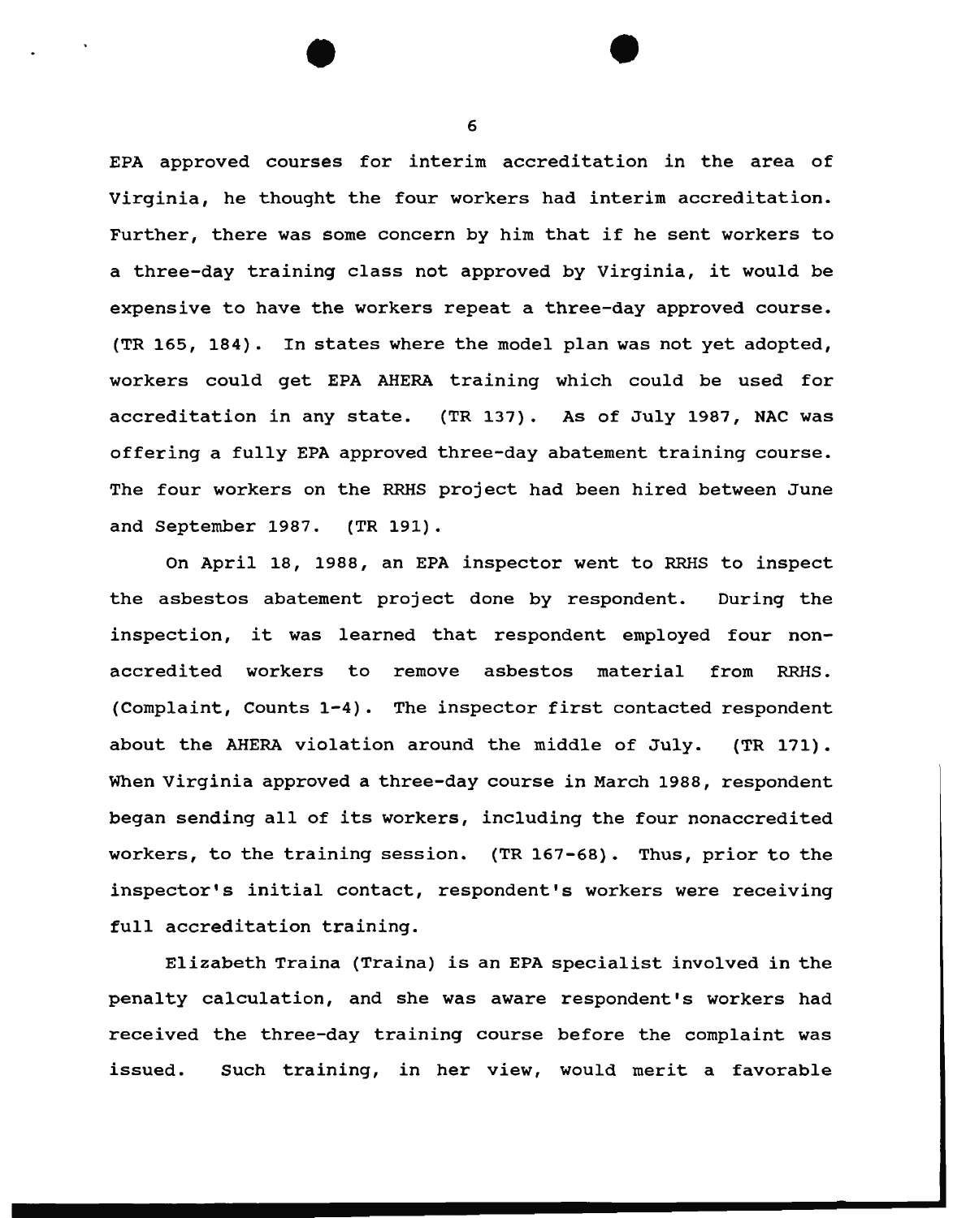EPA approved courses for interim accreditation in the area of Virginia, he thought the four workers had interim accreditation. Further, there was some concern by him that if he sent workers to a three-day training class not approved by Virginia, it would be expensive to have the workers repeat a three-day approved course. (TR 165, 184). In states where the model plan was not yet adopted, workers could get EPA AHERA training which could be used for accreditation in any state. (TR 137). As of July 1987, NAC was offering a fully EPA approved three-day abatement training course. The four workers on the RRHS project had been hired between June and September 1987. (TR 191).

On April 18, 1988, an EPA inspector went to RRHS to inspect the asbestos abatement project done by respondent. During the inspection, it was learned that respondent employed four nonaccredited workers to remove asbestos material from RRHS. (Complaint, Counts 1-4). The inspector first contacted respondent about the AHERA violation around the middle of July. (TR 171). When Virginia approved a three-day course in March 1988, respondent began sending all of its workers, including the four nonaccredited workers, to the training session. (TR 167-68). Thus, prior to the inspector's initial contact, respondent's workers were receiving full accreditation training.

Elizabeth Traina (Traina) is an EPA specialist involved in the penalty calculation, and she was aware respondent's workers had received the three-day training course before the complaint was issued. Such training, in her view, would merit a favorable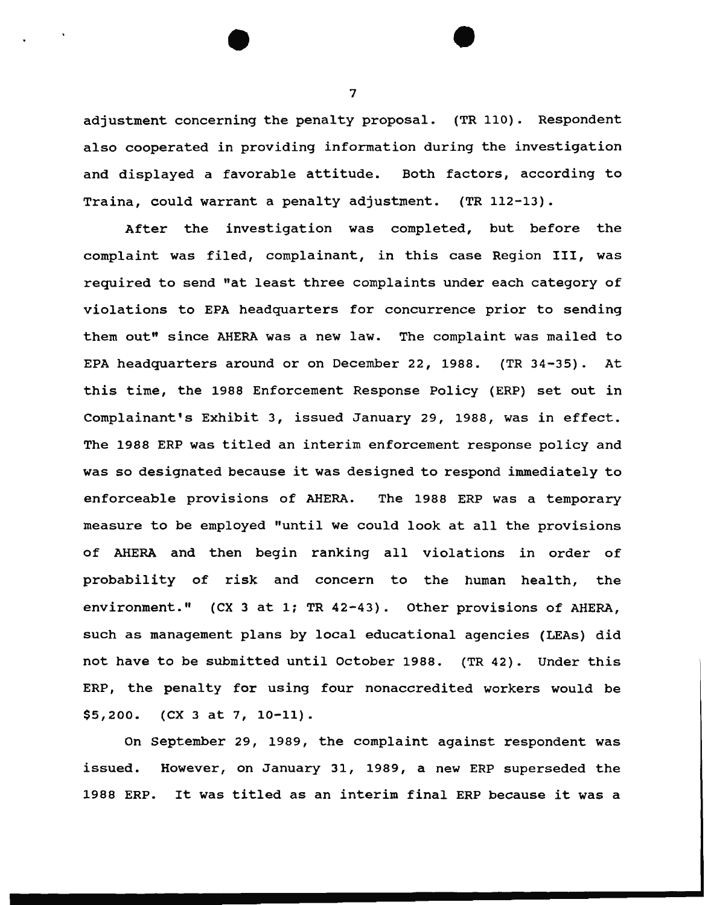adjustment concerning the penalty proposal. (TR 110). Respondent also cooperated in providing information during the investigation and displayed a favorable attitude. Both factors, according to Traina, could warrant a penalty adjustment. (TR 112-13).

After the investigation was completed, but before the complaint was filed, complainant, in this case Region III, was required to send "at least three complaints under each category of violations to EPA headquarters for concurrence prior to sending them out" since AHERA was a new law. The complaint was mailed to EPA headquarters around or on December 22, 1988. (TR 34-35). At this time, the 1988 Enforcement Response Policy (ERP) set out in Complainant's Exhibit 3, issued January 29, 1988, was in effect. The 1988 ERP was titled an interim enforcement response policy and was so designated because it was designed to respond immediately to enforceable provisions of AHERA. The 1988 ERP was a temporary measure to be employed "until we could look at all the provisions of AHERA and then begin ranking all violations in order of probability of risk and concern to the human health, the environment." (CX 3 at 1; TR 42-43). Other provisions of AHERA, such as management plans by local educational agencies (LEAs) did not have to be submitted until October 1988. (TR 42). Under this ERP, the penalty for using four nonaccredited workers would be $5,200. (CX 3 at 7, 10-11).

On September 29, 1989, the complaint against respondent was issued. However, on January 31, 1989, a new ERP superseded the 1988 ERP. It was titled as an interim final ERP because it was a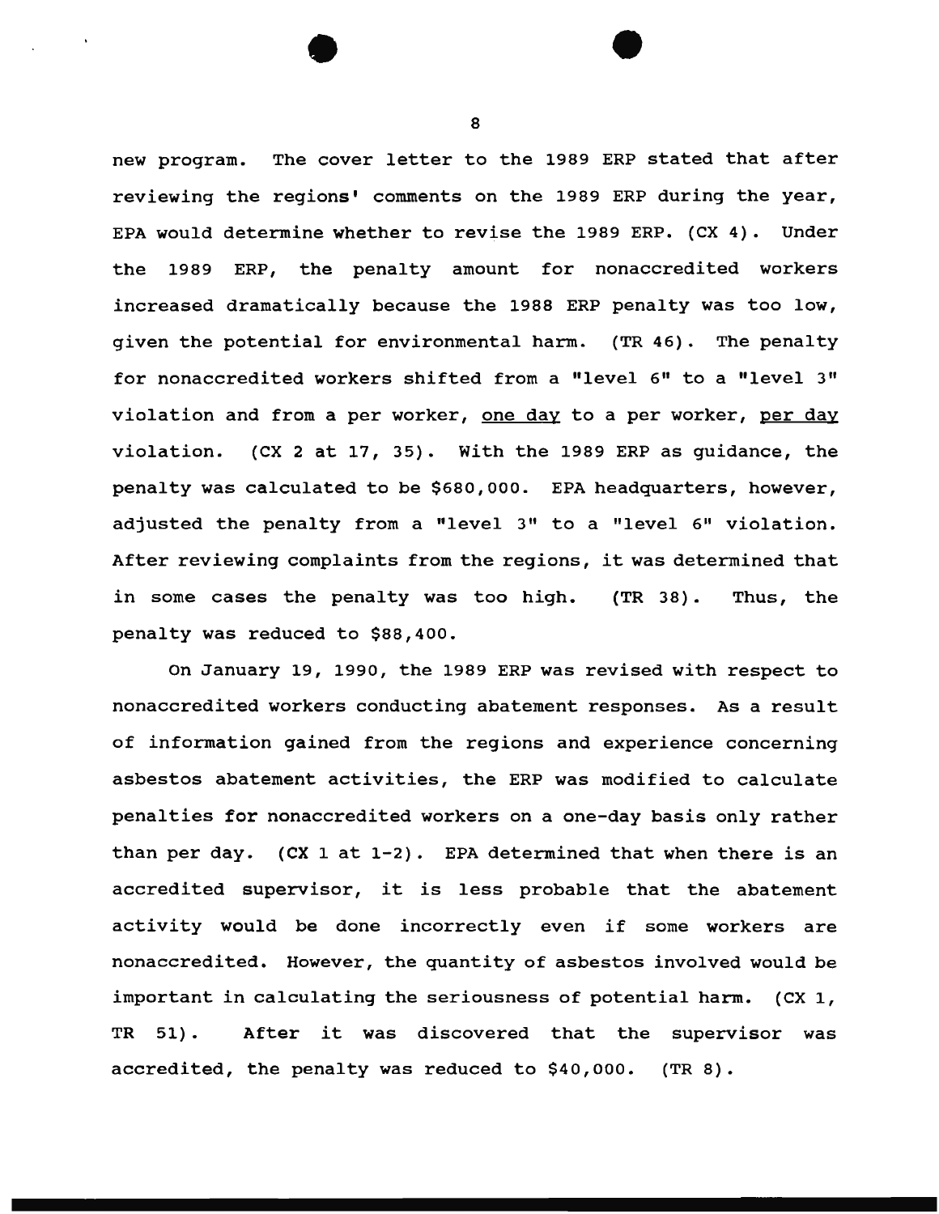new program. The cover letter to the 1989 ERP stated that after reviewing the regions' comments on the 1989 ERP during the year, EPA would determine whether to revise the 1989 ERP. (CX 4). Under the 1989 ERP, the penalty amount for nonaccredited workers increased dramatically because the 1988 ERP penalty was too low, given the potential for environmental harm. (TR 46). The penalty for nonaccredited workers shifted from a "level 6" to a "level 3" violation and from a per worker, <u>one day</u> to a per worker, <u>per day</u> violation. (CX 2 at 17, 35). With the 1989 ERP as guidance, the penalty was calculated to be $680,000. EPA headquarters, however, adjusted the penalty from a "level 3" to a "level 6" violation. After reviewing complaints from the regions, it was determined that in some cases the penalty was too high. (TR 38). Thus, the penalty was reduced to $88,400.

On January 19, 1990, the 1989 ERP was revised with respect to nonaccredited workers conducting abatement responses. As a result of information gained from the regions and experience concerning asbestos abatement activities, the ERP was modified to calculate penalties for nonaccredited workers on a one-day basis only rather than per day. (CX 1 at 1-2). EPA determined that when there is an accredited supervisor, it is less probable that the abatement activity would be done incorrectly even if some workers are nonaccredited. However, the quantity of asbestos involved would be important in calculating the seriousness of potential harm. (CX 1, TR 51). After it was discovered that the supervisor was accredited, the penalty was reduced to $40,000. (TR 8).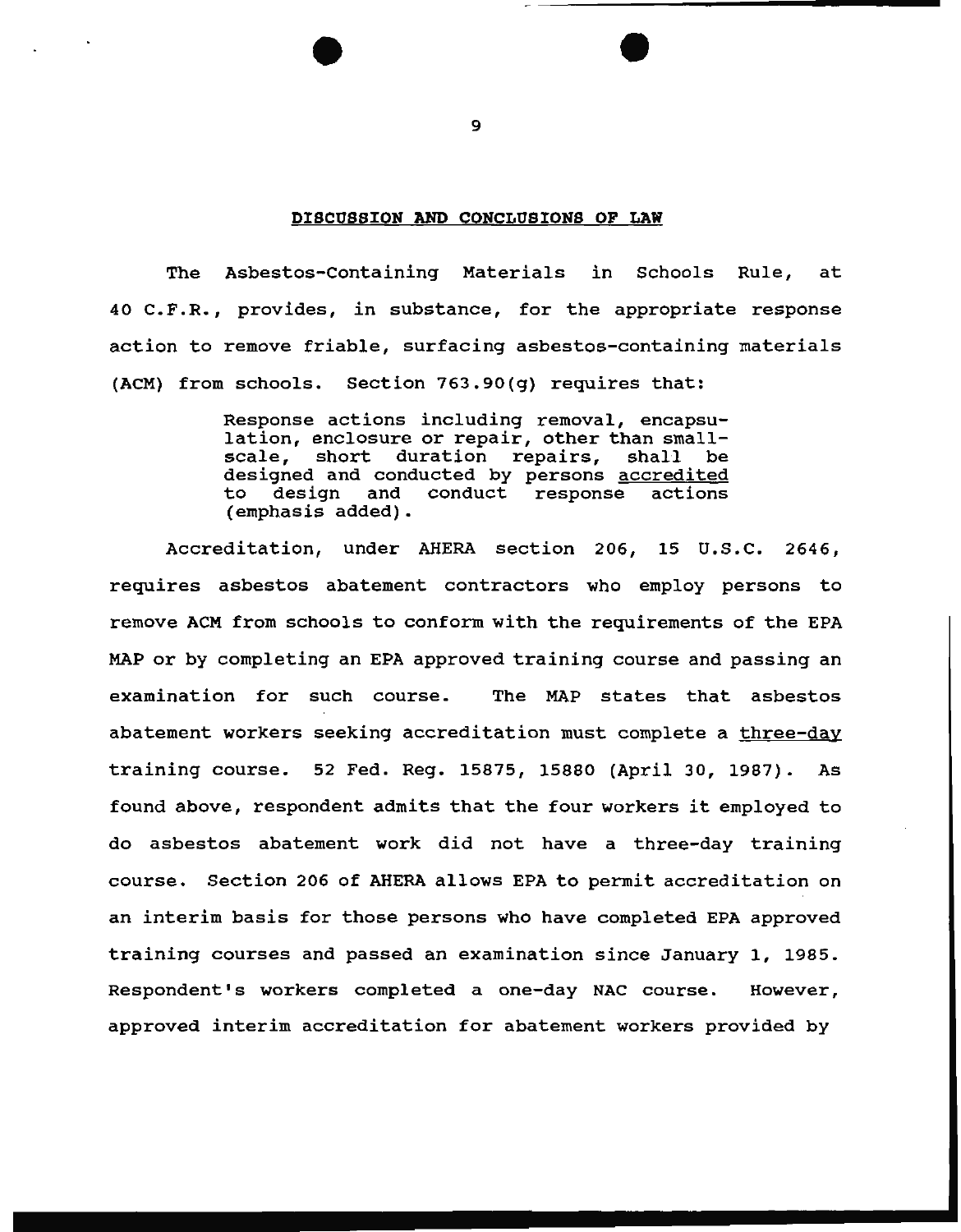## DISCUSSION AND CONCLUSIONS OF LAW

The Asbestos-Containing Materials in Schools Rule, at 40 C.F.R., provides, in substance, for the appropriate response action to remove friable, surfacing asbestos-containing materials (ACM) from schools. Section 763.90(g) requires that:

> Response actions including removal, encapsulation, enclosure or repair, other than small-scale, short duration repairs, shall be designed and conducted by persons <u>accredited</u> to design and conduct response actions (emphasis added).

Accreditation, under AHERA section 206, 15 U.S.C. 2646, requires asbestos abatement contractors who employ persons to remove ACM from schools to conform with the requirements of the EPA MAP or by completing an EPA approved training course and passing an examination for such course. The MAP states that asbestos abatement workers seeking accreditation must complete a <u>three-day</u> training course. 52 Fed. Reg. 15875, 15880 (April 30, 1987). As found above, respondent admits that the four workers it employed to do asbestos abatement work did not have a three-day training course. Section 206 of AHERA allows EPA to permit accreditation on an interim basis for those persons who have completed EPA approved training courses and passed an examination since January 1, 1985. Respondent's workers completed a one-day NAC course. However, approved interim accreditation for abatement workers provided by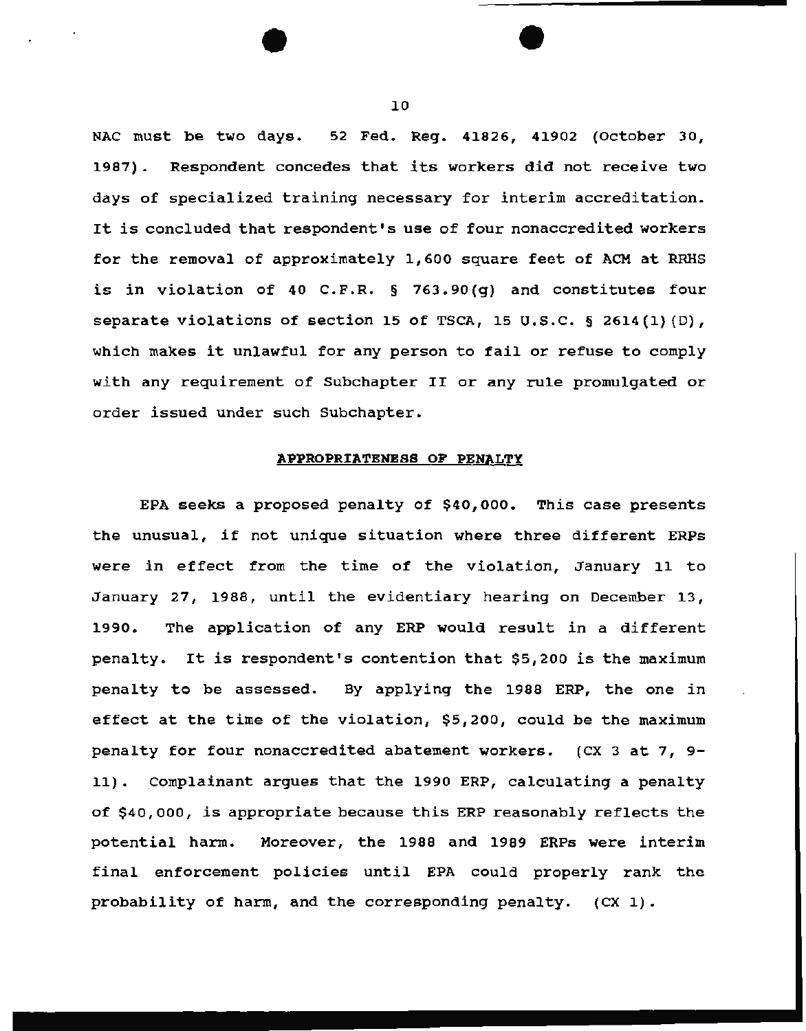NAC must be two days. 52 Fed. Reg. 41826, 41902 (October 30, 1987). Respondent concedes that its workers did not receive two days of specialized training necessary for interim accreditation. It is concluded that respondent's use of four nonaccredited workers for the removal of approximately 1,600 square feet of ACM at RRHS is in violation of 40 C.F.R. § 763.90(g) and constitutes four separate violations of section 15 of TSCA, 15 U.S.C. § 2614(1)(D), which makes it unlawful for any person to fail or refuse to comply with any requirement of Subchapter II or any rule promulgated or order issued under such Subchapter.

**APPROPRIATENESS OF PENALTY**

EPA seeks a proposed penalty of $40,000. This case presents the unusual, if not unique situation where three different ERPs were in effect from the time of the violation, January 11 to January 27, 1988, until the evidentiary hearing on December 13, 1990. The application of any ERP would result in a different penalty. It is respondent's contention that $5,200 is the maximum penalty to be assessed. By applying the 1988 ERP, the one in effect at the time of the violation, $5,200, could be the maximum penalty for four nonaccredited abatement workers. (CX 3 at 7, 9-11). Complainant argues that the 1990 ERP, calculating a penalty of $40,000, is appropriate because this ERP reasonably reflects the potential harm. Moreover, the 1988 and 1989 ERPs were interim final enforcement policies until EPA could properly rank the probability of harm, and the corresponding penalty. (CX 1).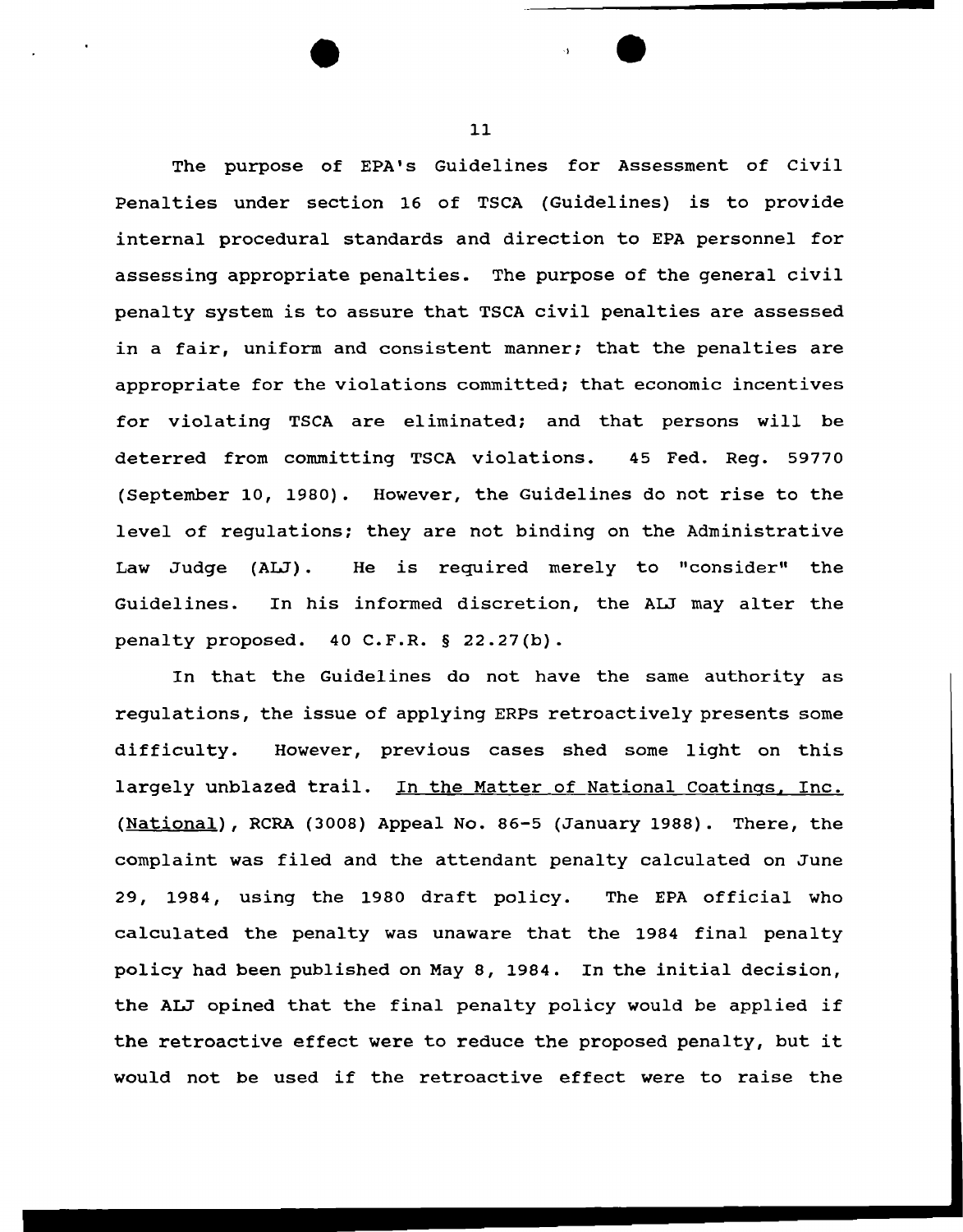The purpose of EPA's Guidelines for Assessment of Civil Penalties under section 16 of TSCA (Guidelines) is to provide internal procedural standards and direction to EPA personnel for assessing appropriate penalties. The purpose of the general civil penalty system is to assure that TSCA civil penalties are assessed in a fair, uniform and consistent manner; that the penalties are appropriate for the violations committed; that economic incentives for violating TSCA are eliminated; and that persons will be deterred from committing TSCA violations. 45 Fed. Reg. 59770 (September 10, 1980). However, the Guidelines do not rise to the level of regulations; they are not binding on the Administrative Law Judge (ALJ). He is required merely to "consider" the Guidelines. In his informed discretion, the ALJ may alter the penalty proposed. 40 C.F.R. § 22.27(b).

In that the Guidelines do not have the same authority as regulations, the issue of applying ERPs retroactively presents some difficulty. However, previous cases shed some light on this largely unblazed trail. In the Matter of National Coatings, Inc. (National), RCRA (3008) Appeal No. 86-5 (January 1988). There, the complaint was filed and the attendant penalty calculated on June 29, 1984, using the 1980 draft policy. The EPA official who calculated the penalty was unaware that the 1984 final penalty policy had been published on May 8, 1984. In the initial decision, the ALJ opined that the final penalty policy would be applied if the retroactive effect were to reduce the proposed penalty, but it would not be used if the retroactive effect were to raise the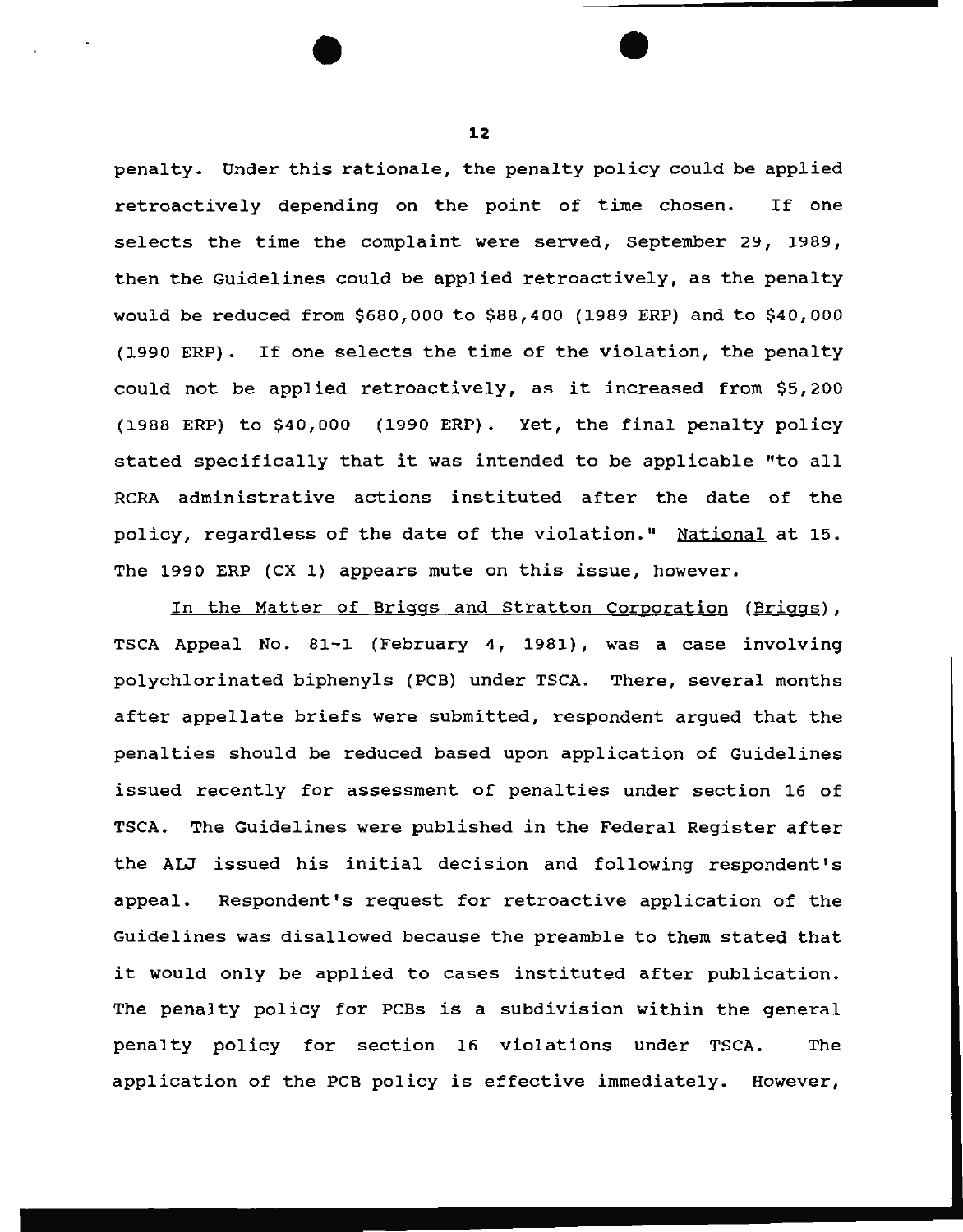penalty. Under this rationale, the penalty policy could be applied retroactively depending on the point of time chosen. If one selects the time the complaint were served, September 29, 1989, then the Guidelines could be applied retroactively, as the penalty would be reduced from $680,000 to $88,400 (1989 ERP) and to $40,000 (1990 ERP). If one selects the time of the violation, the penalty could not be applied retroactively, as it increased from $5,200 (1988 ERP) to $40,000 (1990 ERP). Yet, the final penalty policy stated specifically that it was intended to be applicable "to all RCRA administrative actions instituted after the date of the policy, regardless of the date of the violation." National at 15. The 1990 ERP (CX 1) appears mute on this issue, however.

In the Matter of Briggs and Stratton Corporation (Briggs), TSCA Appeal No. 81-1 (February 4, 1981), was a case involving polychlorinated biphenyls (PCB) under TSCA. There, several months after appellate briefs were submitted, respondent argued that the penalties should be reduced based upon application of Guidelines issued recently for assessment of penalties under section 16 of TSCA. The Guidelines were published in the Federal Register after the ALJ issued his initial decision and following respondent's appeal. Respondent's request for retroactive application of the Guidelines was disallowed because the preamble to them stated that it would only be applied to cases instituted after publication. The penalty policy for PCBs is a subdivision within the general penalty policy for section 16 violations under TSCA. The application of the PCB policy is effective immediately. However,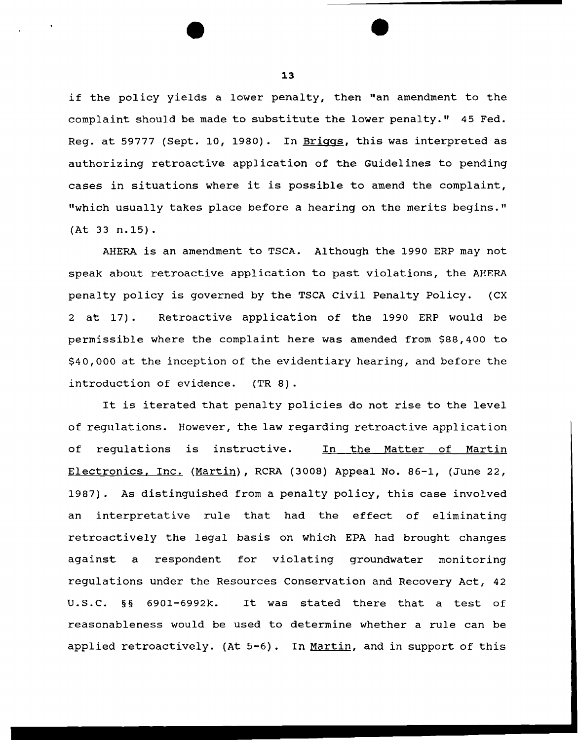if the policy yields a lower penalty, then "an amendment to the complaint should be made to substitute the lower penalty." 45 Fed. Reg. at 59777 (Sept. 10, 1980). In Briggs, this was interpreted as authorizing retroactive application of the Guidelines to pending cases in situations where it is possible to amend the complaint, "which usually takes place before a hearing on the merits begins." (At 33 n.15).

AHERA is an amendment to TSCA. Although the 1990 ERP may not speak about retroactive application to past violations, the AHERA penalty policy is governed by the TSCA Civil Penalty Policy. (CX 2 at 17). Retroactive application of the 1990 ERP would be permissible where the complaint here was amended from $88,400 to $40,000 at the inception of the evidentiary hearing, and before the introduction of evidence. (TR 8).

It is iterated that penalty policies do not rise to the level of regulations. However, the law regarding retroactive application of regulations is instructive. In the Matter of Martin Electronics, Inc. (Martin), RCRA (3008) Appeal No. 86-1, (June 22, 1987). As distinguished from a penalty policy, this case involved an interpretative rule that had the effect of eliminating retroactively the legal basis on which EPA had brought changes against a respondent for violating groundwater monitoring regulations under the Resources Conservation and Recovery Act, 42 U.S.C. §§ 6901-6992k. It was stated there that a test of reasonableness would be used to determine whether a rule can be applied retroactively. (At 5-6). In Martin, and in support of this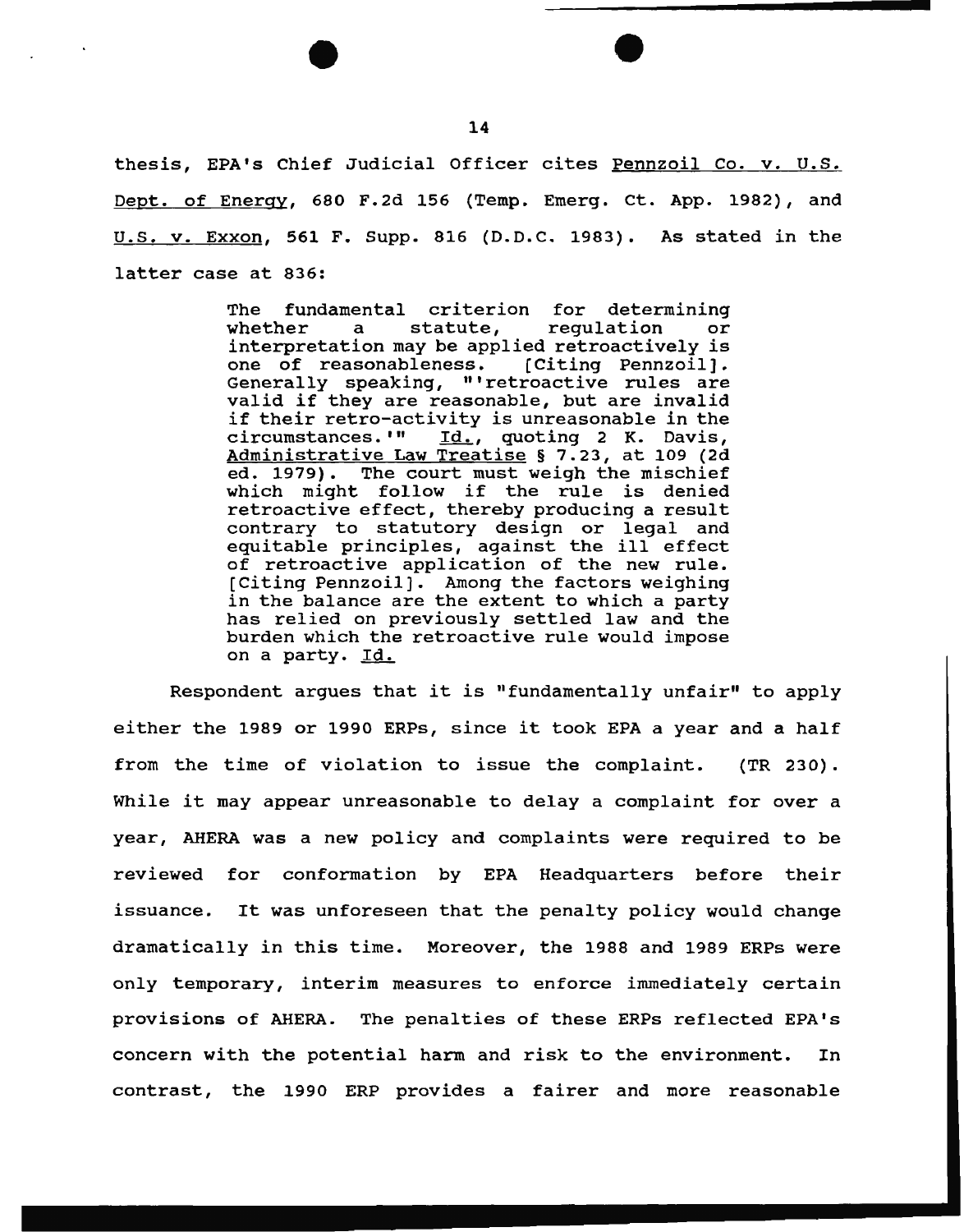thesis, EPA's Chief Judicial Officer cites Pennzoil Co. v. U.S. Dept. of Energy, 680 F.2d 156 (Temp. Emerg. Ct. App. 1982), and U.S. v. Exxon, 561 F. Supp. 816 (D.D.C. 1983). As stated in the latter case at 836:

> The fundamental criterion for determining whether a statute, regulation or interpretation may be applied retroactively is one of reasonableness. [Citing Pennzoil]. Generally speaking, "'retroactive rules are valid if they are reasonable, but are invalid if their retro-activity is unreasonable in the circumstances.'" Id., quoting 2 K. Davis, Administrative Law Treatise § 7.23, at 109 (2d ed. 1979). The court must weigh the mischief which might follow if the rule is denied retroactive effect, thereby producing a result contrary to statutory design or legal and equitable principles, against the ill effect of retroactive application of the new rule. [Citing Pennzoil]. Among the factors weighing in the balance are the extent to which a party has relied on previously settled law and the burden which the retroactive rule would impose on a party. Id.

Respondent argues that it is "fundamentally unfair" to apply either the 1989 or 1990 ERPs, since it took EPA a year and a half from the time of violation to issue the complaint. (TR 230). While it may appear unreasonable to delay a complaint for over a year, AHERA was a new policy and complaints were required to be reviewed for conformation by EPA Headquarters before their issuance. It was unforeseen that the penalty policy would change dramatically in this time. Moreover, the 1988 and 1989 ERPs were only temporary, interim measures to enforce immediately certain provisions of AHERA. The penalties of these ERPs reflected EPA's concern with the potential harm and risk to the environment. In contrast, the 1990 ERP provides a fairer and more reasonable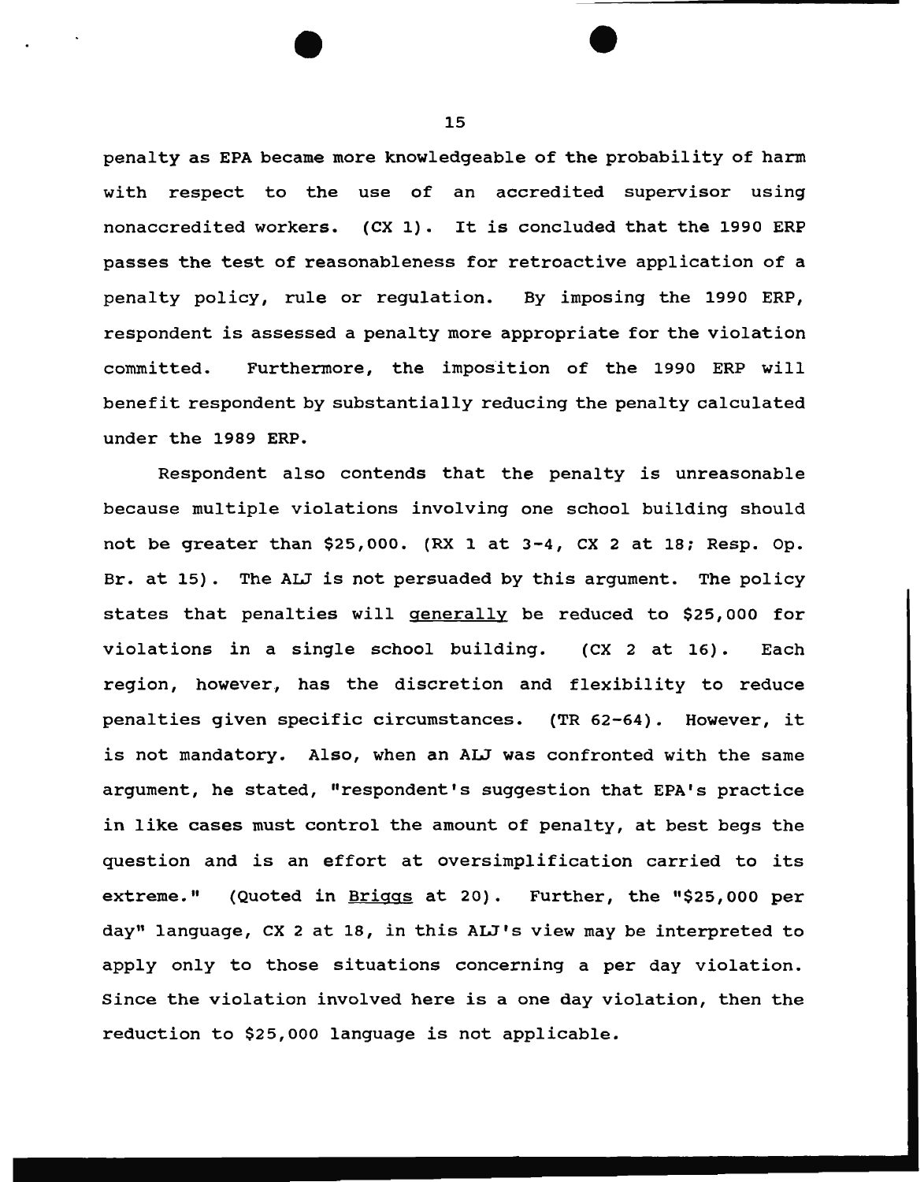penalty as EPA became more knowledgeable of the probability of harm with respect to the use of an accredited supervisor using nonaccredited workers. (CX 1). It is concluded that the 1990 ERP passes the test of reasonableness for retroactive application of a penalty policy, rule or regulation. By imposing the 1990 ERP, respondent is assessed a penalty more appropriate for the violation committed. Furthermore, the imposition of the 1990 ERP will benefit respondent by substantially reducing the penalty calculated under the 1989 ERP.

Respondent also contends that the penalty is unreasonable because multiple violations involving one school building should not be greater than $25,000. (RX 1 at 3-4, CX 2 at 18; Resp. Op. Br. at 15). The ALJ is not persuaded by this argument. The policy states that penalties will <u>generally</u> be reduced to $25,000 for violations in a single school building. (CX 2 at 16). Each region, however, has the discretion and flexibility to reduce penalties given specific circumstances. (TR 62-64). However, it is not mandatory. Also, when an ALJ was confronted with the same argument, he stated, "respondent's suggestion that EPA's practice in like cases must control the amount of penalty, at best begs the question and is an effort at oversimplification carried to its extreme." (Quoted in <u>Briggs</u> at 20). Further, the "$25,000 per day" language, CX 2 at 18, in this ALJ's view may be interpreted to apply only to those situations concerning a per day violation. Since the violation involved here is a one day violation, then the reduction to $25,000 language is not applicable.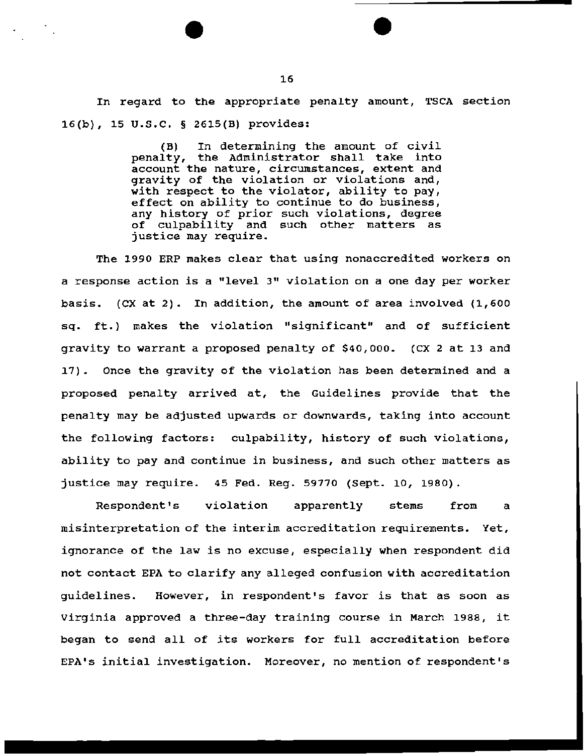In regard to the appropriate penalty amount, TSCA section 16(b), 15 U.S.C. § 2615(B) provides:

> (B) In determining the amount of civil penalty, the Administrator shall take into account the nature, circumstances, extent and gravity of the violation or violations and, with respect to the violator, ability to pay, effect on ability to continue to do business, any history of prior such violations, degree of culpability and such other matters as justice may require.

The 1990 ERP makes clear that using nonaccredited workers on a response action is a "level 3" violation on a one day per worker basis. (CX at 2). In addition, the amount of area involved (1,600 sq. ft.) makes the violation "significant" and of sufficient gravity to warrant a proposed penalty of $40,000. (CX 2 at 13 and 17). Once the gravity of the violation has been determined and a proposed penalty arrived at, the Guidelines provide that the penalty may be adjusted upwards or downwards, taking into account the following factors: culpability, history of such violations, ability to pay and continue in business, and such other matters as justice may require. 45 Fed. Reg. 59770 (Sept. 10, 1980).

Respondent's violation apparently stems from a misinterpretation of the interim accreditation requirements. Yet, ignorance of the law is no excuse, especially when respondent did not contact EPA to clarify any alleged confusion with accreditation guidelines. However, in respondent's favor is that as soon as Virginia approved a three-day training course in March 1988, it began to send all of its workers for full accreditation before EPA's initial investigation. Moreover, no mention of respondent's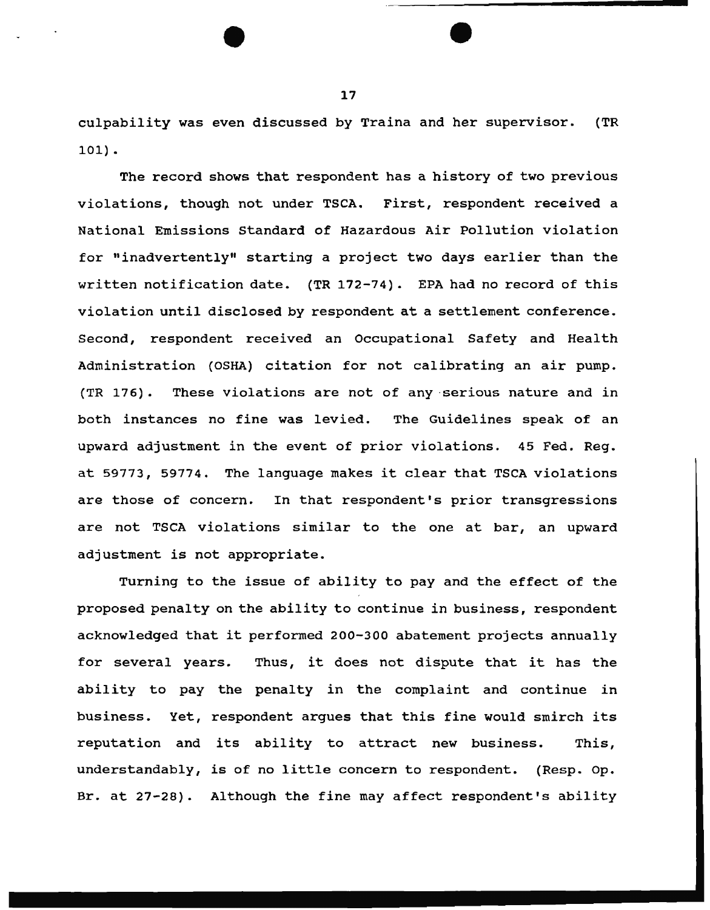culpability was even discussed by Traina and her supervisor. (TR 101).

The record shows that respondent has a history of two previous violations, though not under TSCA. First, respondent received a National Emissions Standard of Hazardous Air Pollution violation for "inadvertently" starting a project two days earlier than the written notification date. (TR 172-74). EPA had no record of this violation until disclosed by respondent at a settlement conference. Second, respondent received an Occupational Safety and Health Administration (OSHA) citation for not calibrating an air pump. (TR 176). These violations are not of any serious nature and in both instances no fine was levied. The Guidelines speak of an upward adjustment in the event of prior violations. 45 Fed. Reg. at 59773, 59774. The language makes it clear that TSCA violations are those of concern. In that respondent's prior transgressions are not TSCA violations similar to the one at bar, an upward adjustment is not appropriate.

Turning to the issue of ability to pay and the effect of the proposed penalty on the ability to continue in business, respondent acknowledged that it performed 200-300 abatement projects annually for several years. Thus, it does not dispute that it has the ability to pay the penalty in the complaint and continue in business. Yet, respondent argues that this fine would smirch its reputation and its ability to attract new business. This, understandably, is of no little concern to respondent. (Resp. Op. Br. at 27-28). Although the fine may affect respondent's ability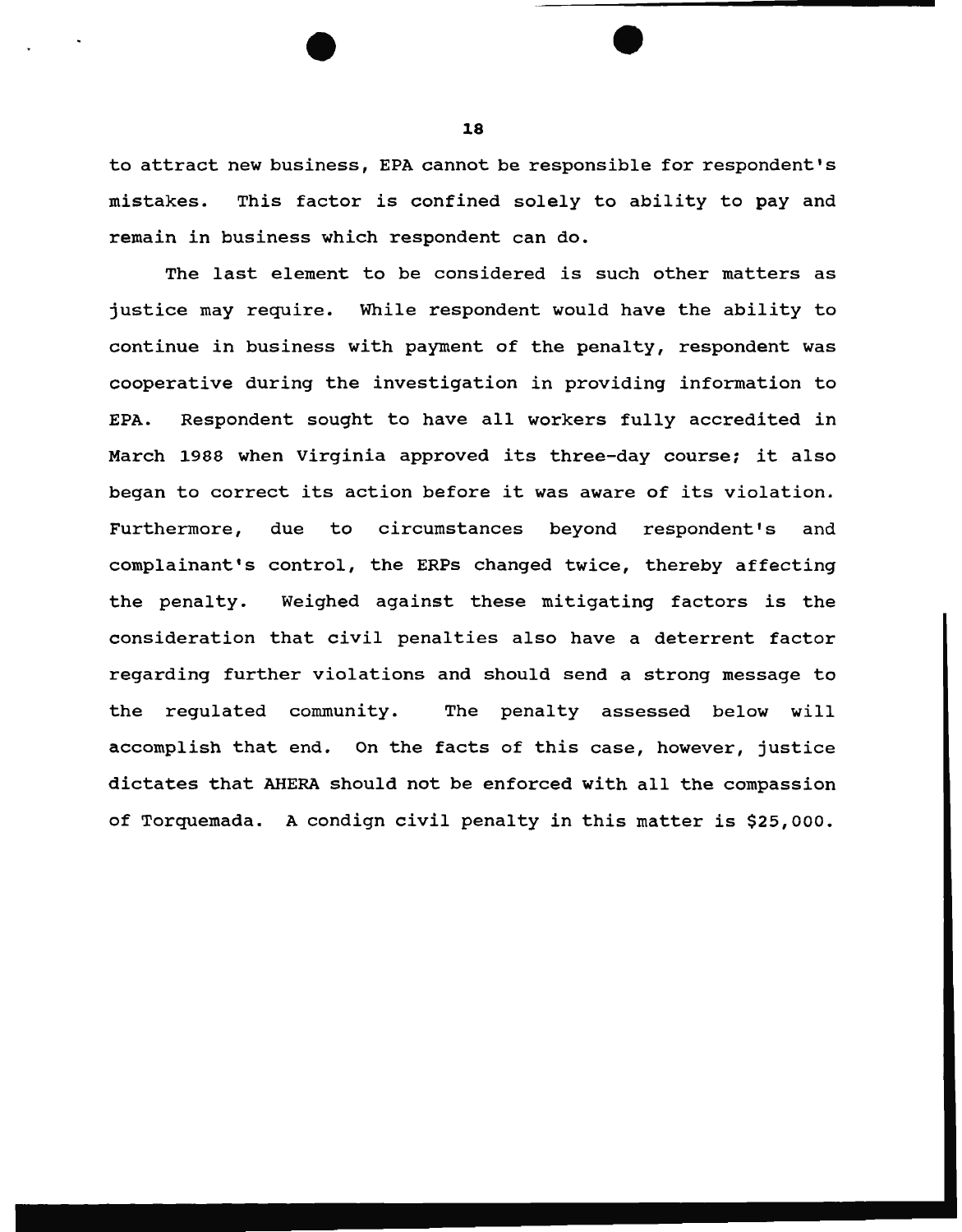to attract new business, EPA cannot be responsible for respondent's mistakes. This factor is confined solely to ability to pay and remain in business which respondent can do.

The last element to be considered is such other matters as justice may require. While respondent would have the ability to continue in business with payment of the penalty, respondent was cooperative during the investigation in providing information to EPA. Respondent sought to have all workers fully accredited in March 1988 when Virginia approved its three-day course; it also began to correct its action before it was aware of its violation. Furthermore, due to circumstances beyond respondent's and complainant's control, the ERPs changed twice, thereby affecting the penalty. Weighed against these mitigating factors is the consideration that civil penalties also have a deterrent factor regarding further violations and should send a strong message to the regulated community. The penalty assessed below will accomplish that end. On the facts of this case, however, justice dictates that AHERA should not be enforced with all the compassion of Torquemada. A condign civil penalty in this matter is $25,000.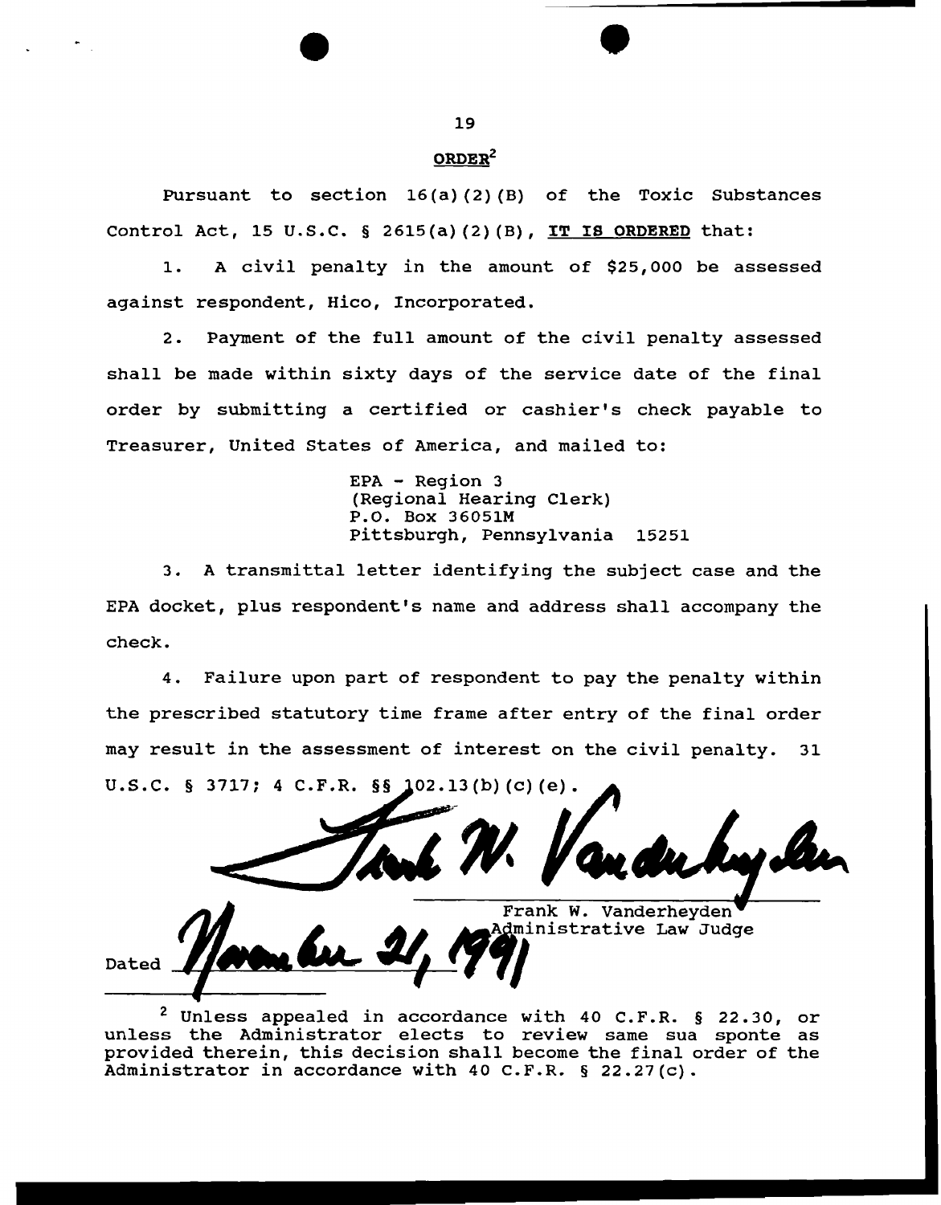## ORDER[2]

Pursuant to section 16(a)(2)(B) of the Toxic Substances Control Act, 15 U.S.C. § 2615(a)(2)(B), **IT IS ORDERED** that:

1. A civil penalty in the amount of $25,000 be assessed against respondent, Hico, Incorporated.

2. Payment of the full amount of the civil penalty assessed shall be made within sixty days of the service date of the final order by submitting a certified or cashier's check payable to Treasurer, United States of America, and mailed to:

> EPA - Region 3
> (Regional Hearing Clerk)
> P.O. Box 36051M
> Pittsburgh, Pennsylvania 15251

3. A transmittal letter identifying the subject case and the EPA docket, plus respondent's name and address shall accompany the check.

4. Failure upon part of respondent to pay the penalty within the prescribed statutory time frame after entry of the final order may result in the assessment of interest on the civil penalty. 31 U.S.C. § 3717; 4 C.F.R. §§ 102.13(b)(c)(e).

Frank W. Vanderheyden
Administrative Law Judge

Dated November 21, 1991

[2] Unless appealed in accordance with 40 C.F.R. § 22.30, or unless the Administrator elects to review same sua sponte as provided therein, this decision shall become the final order of the Administrator in accordance with 40 C.F.R. § 22.27(c).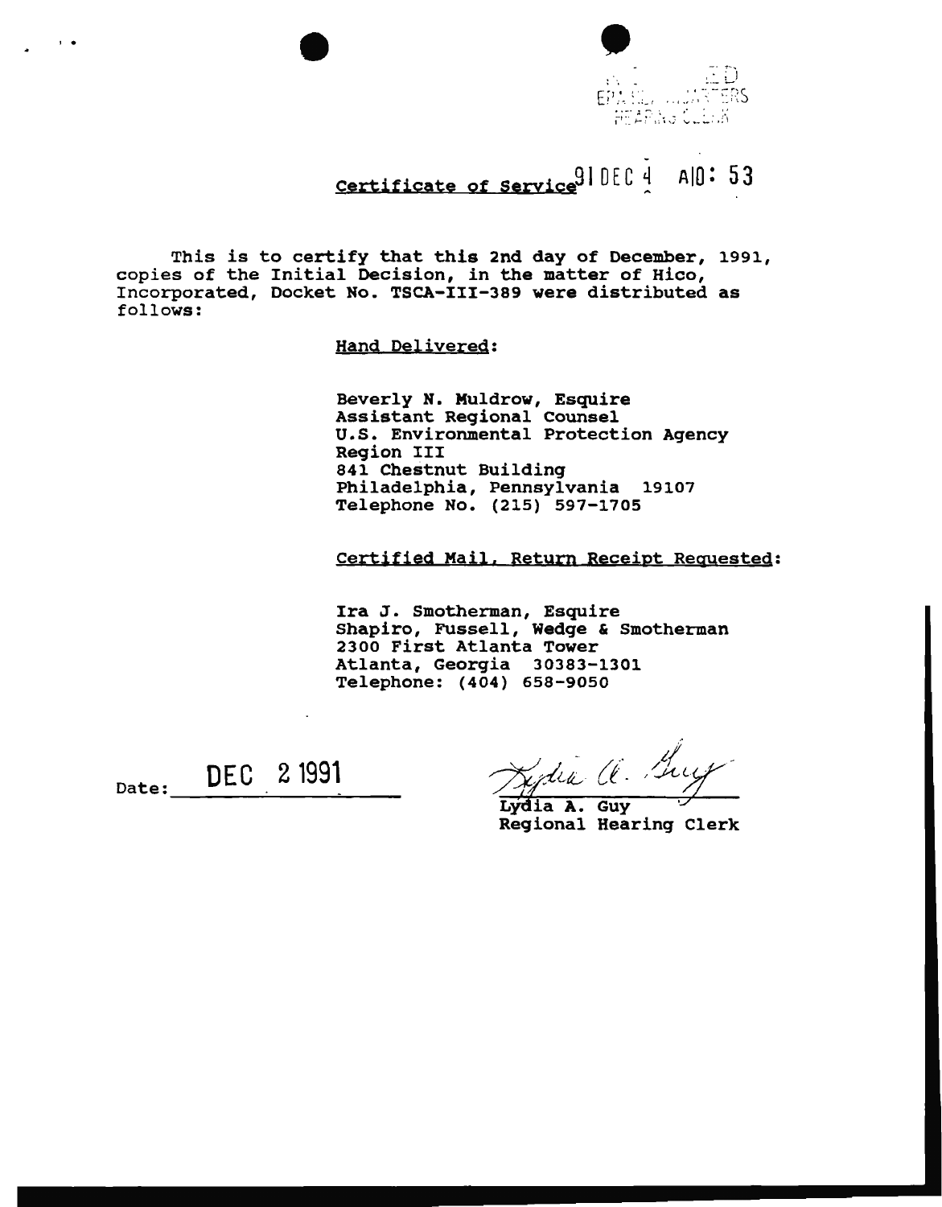RECEIVED
EPA REGIONAL HEADQUARTERS
HEARING CLERK

## Certificate of Service

91 DEC 4 A10: 53

This is to certify that this 2nd day of December, 1991, copies of the Initial Decision, in the matter of Hico, Incorporated, Docket No. TSCA-III-389 were distributed as follows:

Hand Delivered:

Beverly N. Muldrow, Esquire
Assistant Regional Counsel
U.S. Environmental Protection Agency
Region III
841 Chestnut Building
Philadelphia, Pennsylvania 19107
Telephone No. (215) 597-1705

Certified Mail, Return Receipt Requested:

Ira J. Smotherman, Esquire
Shapiro, Fussell, Wedge & Smotherman
2300 First Atlanta Tower
Atlanta, Georgia 30383-1301
Telephone: (404) 658-9050

Date: DEC 2 1991

Lydia A. Guy
Regional Hearing Clerk